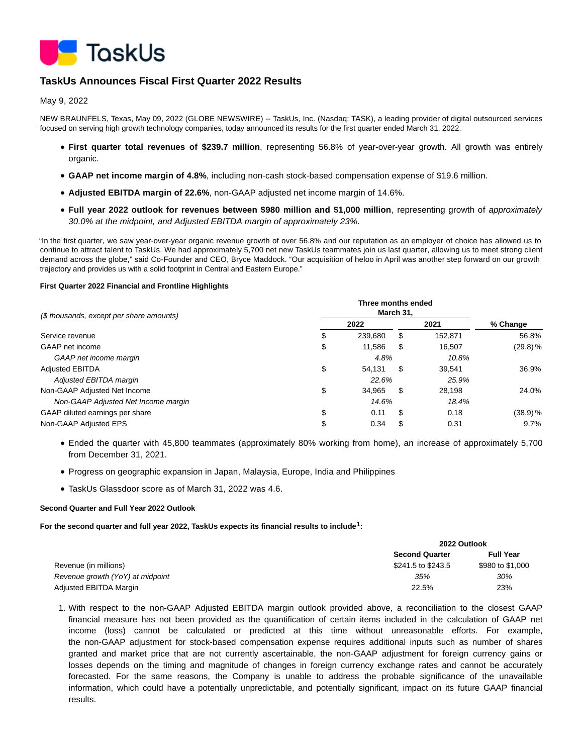TaskUs

# TaskUs Announces Fiscal First Quarter 2022 Results

May 9, 2022

NEW BRAUNFELS, Texas, May 09, 2022 (GLOBE NEWSWIRE) -- TaskUs, Inc. (Nasdaq: TASK), a leading provider of digital outsourced services focused on serving high growth technology companies, today announced its results for the first quarter ended March 31, 2022.

- **First quarter total revenues of $239.7 million**, representing 56.8% of year-over-year growth. All growth was entirely organic.
- **GAAP net income margin of 4.8%**, including non-cash stock-based compensation expense of $19.6 million.
- **Adjusted EBITDA margin of 22.6%**, non-GAAP adjusted net income margin of 14.6%.
- **Full year 2022 outlook for revenues between $980 million and $1,000 million**, representing growth of *approximately 30.0% at the midpoint, and Adjusted EBITDA margin of approximately 23%*.

"In the first quarter, we saw year-over-year organic revenue growth of over 56.8% and our reputation as an employer of choice has allowed us to continue to attract talent to TaskUs. We had approximately 5,700 net new TaskUs teammates join us last quarter, allowing us to meet strong client demand across the globe," said Co-Founder and CEO, Bryce Maddock. "Our acquisition of heloo in April was another step forward on our growth trajectory and provides us with a solid footprint in Central and Eastern Europe."

**First Quarter 2022 Financial and Frontline Highlights**

| *($ thousands, except per share amounts)* | Three months ended March 31, 2022 | 2021 | % Change |
|---|---|---|---|
| Service revenue | $ 239,680 | $ 152,871 | 56.8% |
| GAAP net income | $ 11,586 | $ 16,507 | (29.8) % |
| *GAAP net income margin* | *4.8%* | *10.8%* | |
| Adjusted EBITDA | $ 54,131 | $ 39,541 | 36.9% |
| *Adjusted EBITDA margin* | *22.6%* | *25.9%* | |
| Non-GAAP Adjusted Net Income | $ 34,965 | $ 28,198 | 24.0% |
| *Non-GAAP Adjusted Net Income margin* | *14.6%* | *18.4%* | |
| GAAP diluted earnings per share | $ 0.11 | $ 0.18 | (38.9) % |
| Non-GAAP Adjusted EPS | $ 0.34 | $ 0.31 | 9.7% |

- Ended the quarter with 45,800 teammates (approximately 80% working from home), an increase of approximately 5,700 from December 31, 2021.
- Progress on geographic expansion in Japan, Malaysia, Europe, India and Philippines
- TaskUs Glassdoor score as of March 31, 2022 was 4.6.

**Second Quarter and Full Year 2022 Outlook**

**For the second quarter and full year 2022, TaskUs expects its financial results to include[1]:**

| | 2022 Outlook Second Quarter | Full Year |
|---|---|---|
| Revenue (in millions) | $241.5 to $243.5 | $980 to $1,000 |
| *Revenue growth (YoY) at midpoint* | *35%* | *30%* |
| Adjusted EBITDA Margin | 22.5% | 23% |

1. With respect to the non-GAAP Adjusted EBITDA margin outlook provided above, a reconciliation to the closest GAAP financial measure has not been provided as the quantification of certain items included in the calculation of GAAP net income (loss) cannot be calculated or predicted at this time without unreasonable efforts. For example, the non-GAAP adjustment for stock-based compensation expense requires additional inputs such as number of shares granted and market price that are not currently ascertainable, the non-GAAP adjustment for foreign currency gains or losses depends on the timing and magnitude of changes in foreign currency exchange rates and cannot be accurately forecasted. For the same reasons, the Company is unable to address the probable significance of the unavailable information, which could have a potentially unpredictable, and potentially significant, impact on its future GAAP financial results.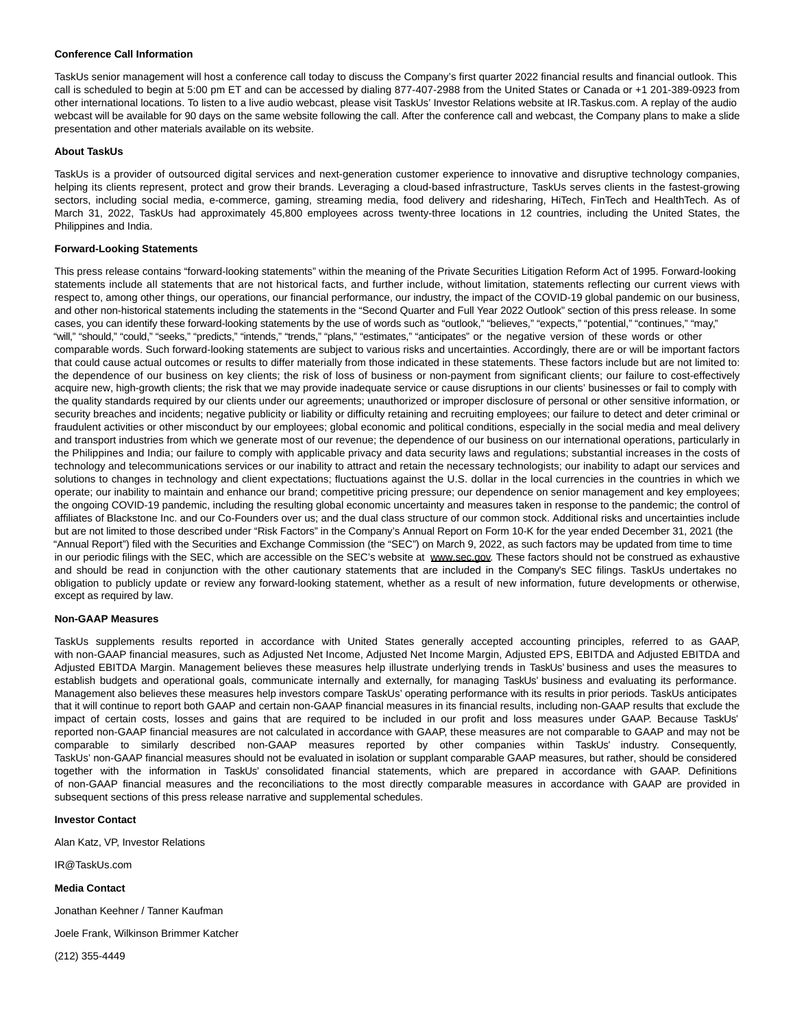**Conference Call Information**

TaskUs senior management will host a conference call today to discuss the Company's first quarter 2022 financial results and financial outlook. This call is scheduled to begin at 5:00 pm ET and can be accessed by dialing 877-407-2988 from the United States or Canada or +1 201-389-0923 from other international locations. To listen to a live audio webcast, please visit TaskUs' Investor Relations website at IR.Taskus.com. A replay of the audio webcast will be available for 90 days on the same website following the call. After the conference call and webcast, the Company plans to make a slide presentation and other materials available on its website.

**About TaskUs**

TaskUs is a provider of outsourced digital services and next-generation customer experience to innovative and disruptive technology companies, helping its clients represent, protect and grow their brands. Leveraging a cloud-based infrastructure, TaskUs serves clients in the fastest-growing sectors, including social media, e-commerce, gaming, streaming media, food delivery and ridesharing, HiTech, FinTech and HealthTech. As of March 31, 2022, TaskUs had approximately 45,800 employees across twenty-three locations in 12 countries, including the United States, the Philippines and India.

**Forward-Looking Statements**

This press release contains "forward-looking statements" within the meaning of the Private Securities Litigation Reform Act of 1995. Forward-looking statements include all statements that are not historical facts, and further include, without limitation, statements reflecting our current views with respect to, among other things, our operations, our financial performance, our industry, the impact of the COVID-19 global pandemic on our business, and other non-historical statements including the statements in the "Second Quarter and Full Year 2022 Outlook" section of this press release. In some cases, you can identify these forward-looking statements by the use of words such as "outlook," "believes," "expects," "potential," "continues," "may," "will," "should," "could," "seeks," "predicts," "intends," "trends," "plans," "estimates," "anticipates" or the negative version of these words or other comparable words. Such forward-looking statements are subject to various risks and uncertainties. Accordingly, there are or will be important factors that could cause actual outcomes or results to differ materially from those indicated in these statements. These factors include but are not limited to: the dependence of our business on key clients; the risk of loss of business or non-payment from significant clients; our failure to cost-effectively acquire new, high-growth clients; the risk that we may provide inadequate service or cause disruptions in our clients' businesses or fail to comply with the quality standards required by our clients under our agreements; unauthorized or improper disclosure of personal or other sensitive information, or security breaches and incidents; negative publicity or liability or difficulty retaining and recruiting employees; our failure to detect and deter criminal or fraudulent activities or other misconduct by our employees; global economic and political conditions, especially in the social media and meal delivery and transport industries from which we generate most of our revenue; the dependence of our business on our international operations, particularly in the Philippines and India; our failure to comply with applicable privacy and data security laws and regulations; substantial increases in the costs of technology and telecommunications services or our inability to attract and retain the necessary technologists; our inability to adapt our services and solutions to changes in technology and client expectations; fluctuations against the U.S. dollar in the local currencies in the countries in which we operate; our inability to maintain and enhance our brand; competitive pricing pressure; our dependence on senior management and key employees; the ongoing COVID-19 pandemic, including the resulting global economic uncertainty and measures taken in response to the pandemic; the control of affiliates of Blackstone Inc. and our Co-Founders over us; and the dual class structure of our common stock. Additional risks and uncertainties include but are not limited to those described under "Risk Factors" in the Company's Annual Report on Form 10-K for the year ended December 31, 2021 (the "Annual Report") filed with the Securities and Exchange Commission (the "SEC") on March 9, 2022, as such factors may be updated from time to time in our periodic filings with the SEC, which are accessible on the SEC's website at www.sec.gov. These factors should not be construed as exhaustive and should be read in conjunction with the other cautionary statements that are included in the Company's SEC filings. TaskUs undertakes no obligation to publicly update or review any forward-looking statement, whether as a result of new information, future developments or otherwise, except as required by law.

**Non-GAAP Measures**

TaskUs supplements results reported in accordance with United States generally accepted accounting principles, referred to as GAAP, with non-GAAP financial measures, such as Adjusted Net Income, Adjusted Net Income Margin, Adjusted EPS, EBITDA and Adjusted EBITDA and Adjusted EBITDA Margin. Management believes these measures help illustrate underlying trends in TaskUs' business and uses the measures to establish budgets and operational goals, communicate internally and externally, for managing TaskUs' business and evaluating its performance. Management also believes these measures help investors compare TaskUs' operating performance with its results in prior periods. TaskUs anticipates that it will continue to report both GAAP and certain non-GAAP financial measures in its financial results, including non-GAAP results that exclude the impact of certain costs, losses and gains that are required to be included in our profit and loss measures under GAAP. Because TaskUs' reported non-GAAP financial measures are not calculated in accordance with GAAP, these measures are not comparable to GAAP and may not be comparable to similarly described non-GAAP measures reported by other companies within TaskUs' industry. Consequently, TaskUs' non-GAAP financial measures should not be evaluated in isolation or supplant comparable GAAP measures, but rather, should be considered together with the information in TaskUs' consolidated financial statements, which are prepared in accordance with GAAP. Definitions of non-GAAP financial measures and the reconciliations to the most directly comparable measures in accordance with GAAP are provided in subsequent sections of this press release narrative and supplemental schedules.

**Investor Contact**

Alan Katz, VP, Investor Relations

IR@TaskUs.com

**Media Contact**

Jonathan Keehner / Tanner Kaufman

Joele Frank, Wilkinson Brimmer Katcher

(212) 355-4449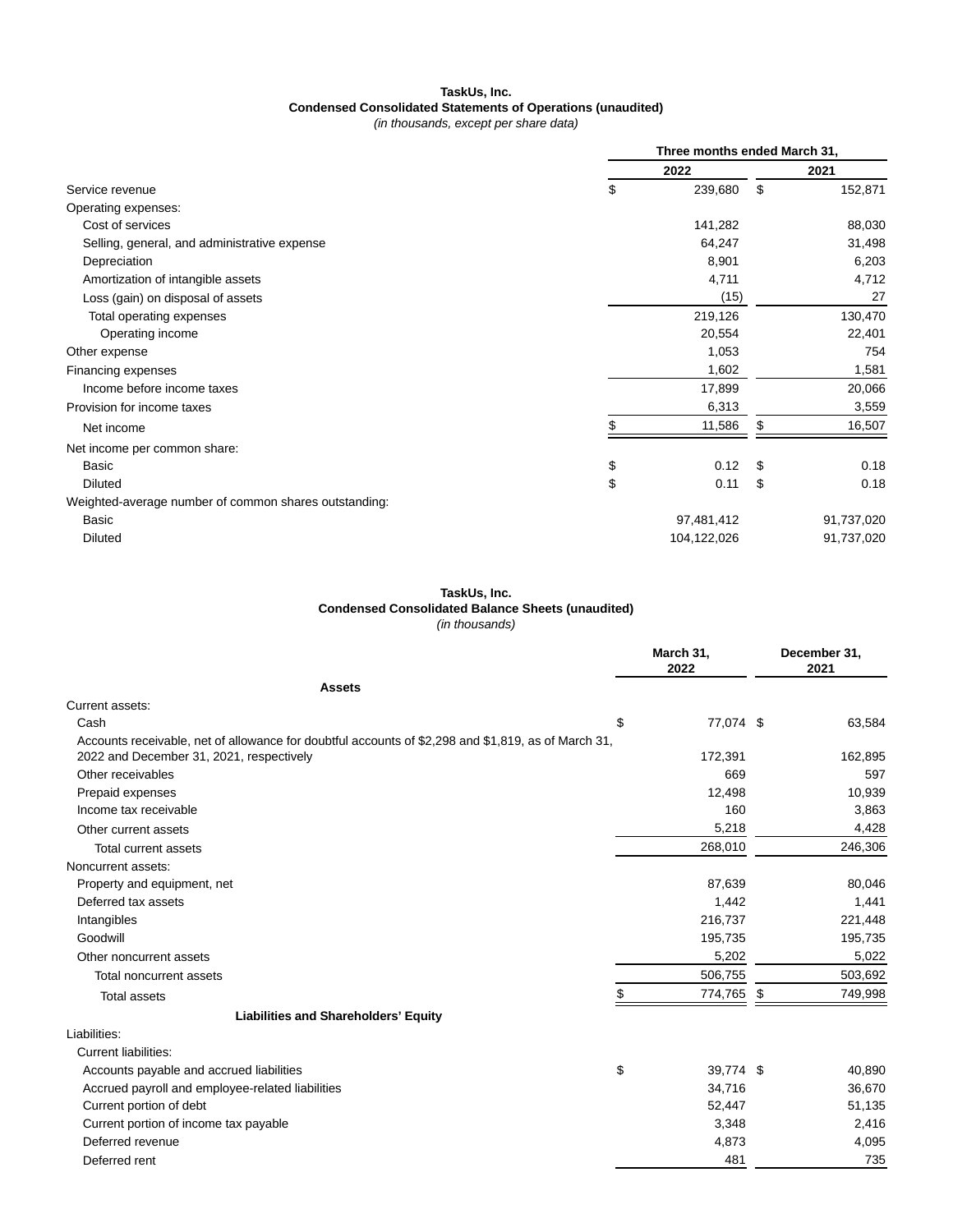**TaskUs, Inc.**
**Condensed Consolidated Statements of Operations (unaudited)**
*(in thousands, except per share data)*

| | Three months ended March 31, | |
|---|---|---|
| | 2022 | 2021 |
| Service revenue | $ 239,680 | $ 152,871 |
| Operating expenses: | | |
| Cost of services | 141,282 | 88,030 |
| Selling, general, and administrative expense | 64,247 | 31,498 |
| Depreciation | 8,901 | 6,203 |
| Amortization of intangible assets | 4,711 | 4,712 |
| Loss (gain) on disposal of assets | (15) | 27 |
| Total operating expenses | 219,126 | 130,470 |
| Operating income | 20,554 | 22,401 |
| Other expense | 1,053 | 754 |
| Financing expenses | 1,602 | 1,581 |
| Income before income taxes | 17,899 | 20,066 |
| Provision for income taxes | 6,313 | 3,559 |
| Net income | $ 11,586 | $ 16,507 |
| Net income per common share: | | |
| Basic | $ 0.12 | $ 0.18 |
| Diluted | $ 0.11 | $ 0.18 |
| Weighted-average number of common shares outstanding: | | |
| Basic | 97,481,412 | 91,737,020 |
| Diluted | 104,122,026 | 91,737,020 |

**TaskUs, Inc.**
**Condensed Consolidated Balance Sheets (unaudited)**
*(in thousands)*

| | March 31, 2022 | December 31, 2021 |
|---|---|---|
| **Assets** | | |
| Current assets: | | |
| Cash | $ 77,074 | $ 63,584 |
| Accounts receivable, net of allowance for doubtful accounts of $2,298 and $1,819, as of March 31, 2022 and December 31, 2021, respectively | 172,391 | 162,895 |
| Other receivables | 669 | 597 |
| Prepaid expenses | 12,498 | 10,939 |
| Income tax receivable | 160 | 3,863 |
| Other current assets | 5,218 | 4,428 |
| Total current assets | 268,010 | 246,306 |
| Noncurrent assets: | | |
| Property and equipment, net | 87,639 | 80,046 |
| Deferred tax assets | 1,442 | 1,441 |
| Intangibles | 216,737 | 221,448 |
| Goodwill | 195,735 | 195,735 |
| Other noncurrent assets | 5,202 | 5,022 |
| Total noncurrent assets | 506,755 | 503,692 |
| Total assets | $ 774,765 | $ 749,998 |
| **Liabilities and Shareholders' Equity** | | |
| Liabilities: | | |
| Current liabilities: | | |
| Accounts payable and accrued liabilities | $ 39,774 | $ 40,890 |
| Accrued payroll and employee-related liabilities | 34,716 | 36,670 |
| Current portion of debt | 52,447 | 51,135 |
| Current portion of income tax payable | 3,348 | 2,416 |
| Deferred revenue | 4,873 | 4,095 |
| Deferred rent | 481 | 735 |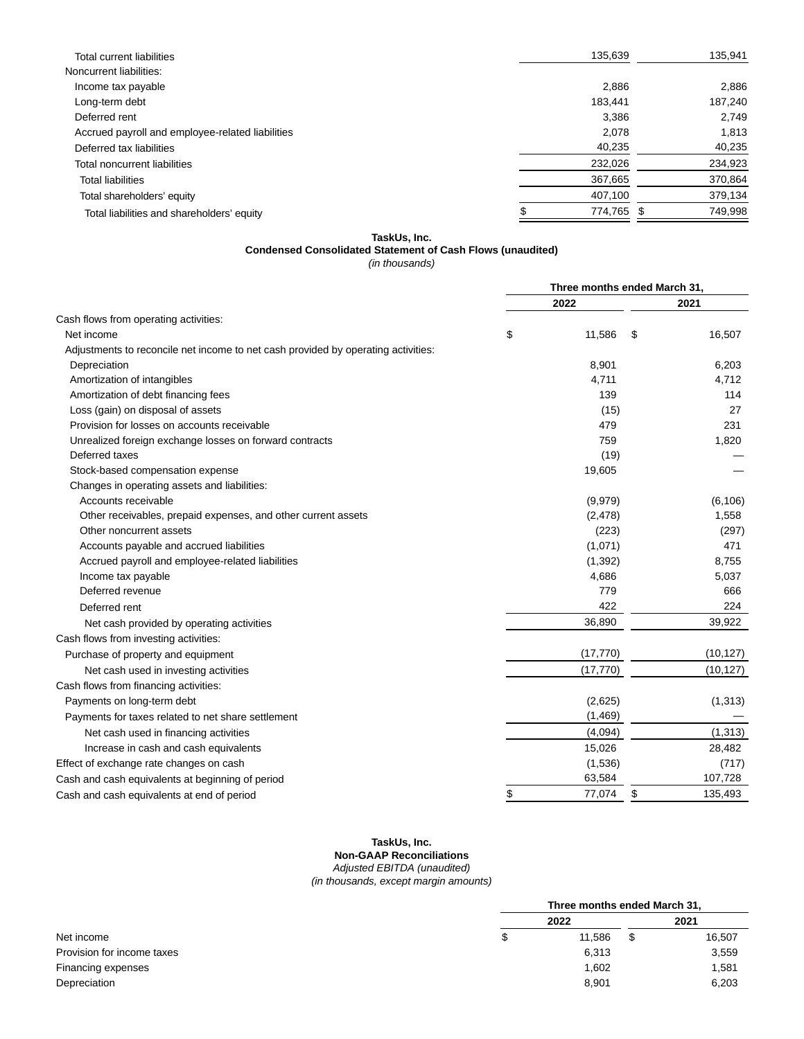| | | |
|---|---|---|
| Total current liabilities | 135,639 | 135,941 |
| Noncurrent liabilities: | | |
| Income tax payable | 2,886 | 2,886 |
| Long-term debt | 183,441 | 187,240 |
| Deferred rent | 3,386 | 2,749 |
| Accrued payroll and employee-related liabilities | 2,078 | 1,813 |
| Deferred tax liabilities | 40,235 | 40,235 |
| Total noncurrent liabilities | 232,026 | 234,923 |
| Total liabilities | 367,665 | 370,864 |
| Total shareholders' equity | 407,100 | 379,134 |
| Total liabilities and shareholders' equity | $ 774,765 | $ 749,998 |

**TaskUs, Inc.**
**Condensed Consolidated Statement of Cash Flows (unaudited)**
*(in thousands)*

| | Three months ended March 31, | |
|---|---|---|
| | 2022 | 2021 |
| Cash flows from operating activities: | | |
| Net income | $ 11,586 | $ 16,507 |
| Adjustments to reconcile net income to net cash provided by operating activities: | | |
| Depreciation | 8,901 | 6,203 |
| Amortization of intangibles | 4,711 | 4,712 |
| Amortization of debt financing fees | 139 | 114 |
| Loss (gain) on disposal of assets | (15) | 27 |
| Provision for losses on accounts receivable | 479 | 231 |
| Unrealized foreign exchange losses on forward contracts | 759 | 1,820 |
| Deferred taxes | (19) | — |
| Stock-based compensation expense | 19,605 | — |
| Changes in operating assets and liabilities: | | |
| Accounts receivable | (9,979) | (6,106) |
| Other receivables, prepaid expenses, and other current assets | (2,478) | 1,558 |
| Other noncurrent assets | (223) | (297) |
| Accounts payable and accrued liabilities | (1,071) | 471 |
| Accrued payroll and employee-related liabilities | (1,392) | 8,755 |
| Income tax payable | 4,686 | 5,037 |
| Deferred revenue | 779 | 666 |
| Deferred rent | 422 | 224 |
| Net cash provided by operating activities | 36,890 | 39,922 |
| Cash flows from investing activities: | | |
| Purchase of property and equipment | (17,770) | (10,127) |
| Net cash used in investing activities | (17,770) | (10,127) |
| Cash flows from financing activities: | | |
| Payments on long-term debt | (2,625) | (1,313) |
| Payments for taxes related to net share settlement | (1,469) | — |
| Net cash used in financing activities | (4,094) | (1,313) |
| Increase in cash and cash equivalents | 15,026 | 28,482 |
| Effect of exchange rate changes on cash | (1,536) | (717) |
| Cash and cash equivalents at beginning of period | 63,584 | 107,728 |
| Cash and cash equivalents at end of period | $ 77,074 | $ 135,493 |

**TaskUs, Inc.**
**Non-GAAP Reconciliations**
*Adjusted EBITDA (unaudited)*
*(in thousands, except margin amounts)*

| | Three months ended March 31, | |
|---|---|---|
| | 2022 | 2021 |
| Net income | $ 11,586 | $ 16,507 |
| Provision for income taxes | 6,313 | 3,559 |
| Financing expenses | 1,602 | 1,581 |
| Depreciation | 8,901 | 6,203 |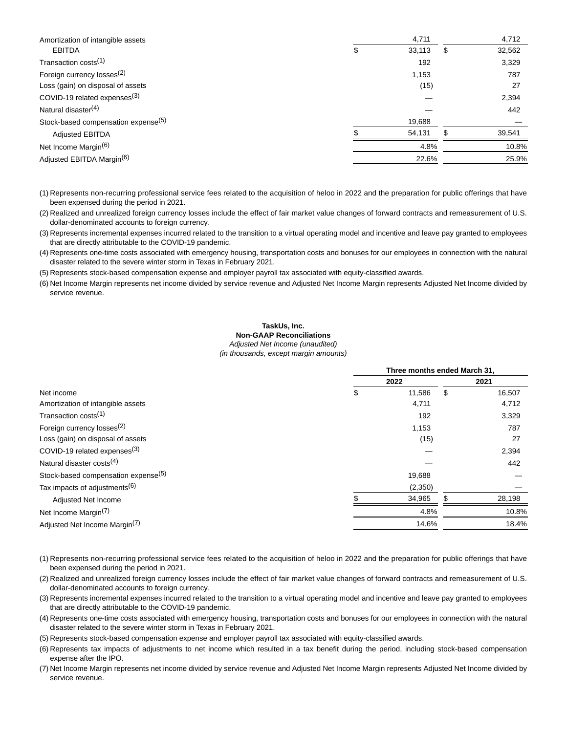| | 2022 | 2021 |
|---|---|---|
| Amortization of intangible assets | 4,711 | 4,712 |
| EBITDA | $ 33,113 | $ 32,562 |
| Transaction costs[1] | 192 | 3,329 |
| Foreign currency losses[2] | 1,153 | 787 |
| Loss (gain) on disposal of assets | (15) | 27 |
| COVID-19 related expenses[3] | — | 2,394 |
| Natural disaster[4] | — | 442 |
| Stock-based compensation expense[5] | 19,688 | — |
| Adjusted EBITDA | $ 54,131 | $ 39,541 |
| Net Income Margin[6] | 4.8% | 10.8% |
| Adjusted EBITDA Margin[6] | 22.6% | 25.9% |

(1) Represents non-recurring professional service fees related to the acquisition of heloo in 2022 and the preparation for public offerings that have been expensed during the period in 2021.

(2) Realized and unrealized foreign currency losses include the effect of fair market value changes of forward contracts and remeasurement of U.S. dollar-denominated accounts to foreign currency.

(3) Represents incremental expenses incurred related to the transition to a virtual operating model and incentive and leave pay granted to employees that are directly attributable to the COVID-19 pandemic.

(4) Represents one-time costs associated with emergency housing, transportation costs and bonuses for our employees in connection with the natural disaster related to the severe winter storm in Texas in February 2021.

(5) Represents stock-based compensation expense and employer payroll tax associated with equity-classified awards.

(6) Net Income Margin represents net income divided by service revenue and Adjusted Net Income Margin represents Adjusted Net Income divided by service revenue.

**TaskUs, Inc.**
**Non-GAAP Reconciliations**
*Adjusted Net Income (unaudited)*
*(in thousands, except margin amounts)*

| | Three months ended March 31, | |
|---|---|---|
| | 2022 | 2021 |
| Net income | $ 11,586 | $ 16,507 |
| Amortization of intangible assets | 4,711 | 4,712 |
| Transaction costs[1] | 192 | 3,329 |
| Foreign currency losses[2] | 1,153 | 787 |
| Loss (gain) on disposal of assets | (15) | 27 |
| COVID-19 related expenses[3] | — | 2,394 |
| Natural disaster costs[4] | — | 442 |
| Stock-based compensation expense[5] | 19,688 | — |
| Tax impacts of adjustments[6] | (2,350) | — |
| Adjusted Net Income | $ 34,965 | $ 28,198 |
| Net Income Margin[7] | 4.8% | 10.8% |
| Adjusted Net Income Margin[7] | 14.6% | 18.4% |

(1) Represents non-recurring professional service fees related to the acquisition of heloo in 2022 and the preparation for public offerings that have been expensed during the period in 2021.

(2) Realized and unrealized foreign currency losses include the effect of fair market value changes of forward contracts and remeasurement of U.S. dollar-denominated accounts to foreign currency.

(3) Represents incremental expenses incurred related to the transition to a virtual operating model and incentive and leave pay granted to employees that are directly attributable to the COVID-19 pandemic.

(4) Represents one-time costs associated with emergency housing, transportation costs and bonuses for our employees in connection with the natural disaster related to the severe winter storm in Texas in February 2021.

(5) Represents stock-based compensation expense and employer payroll tax associated with equity-classified awards.

(6) Represents tax impacts of adjustments to net income which resulted in a tax benefit during the period, including stock-based compensation expense after the IPO.

(7) Net Income Margin represents net income divided by service revenue and Adjusted Net Income Margin represents Adjusted Net Income divided by service revenue.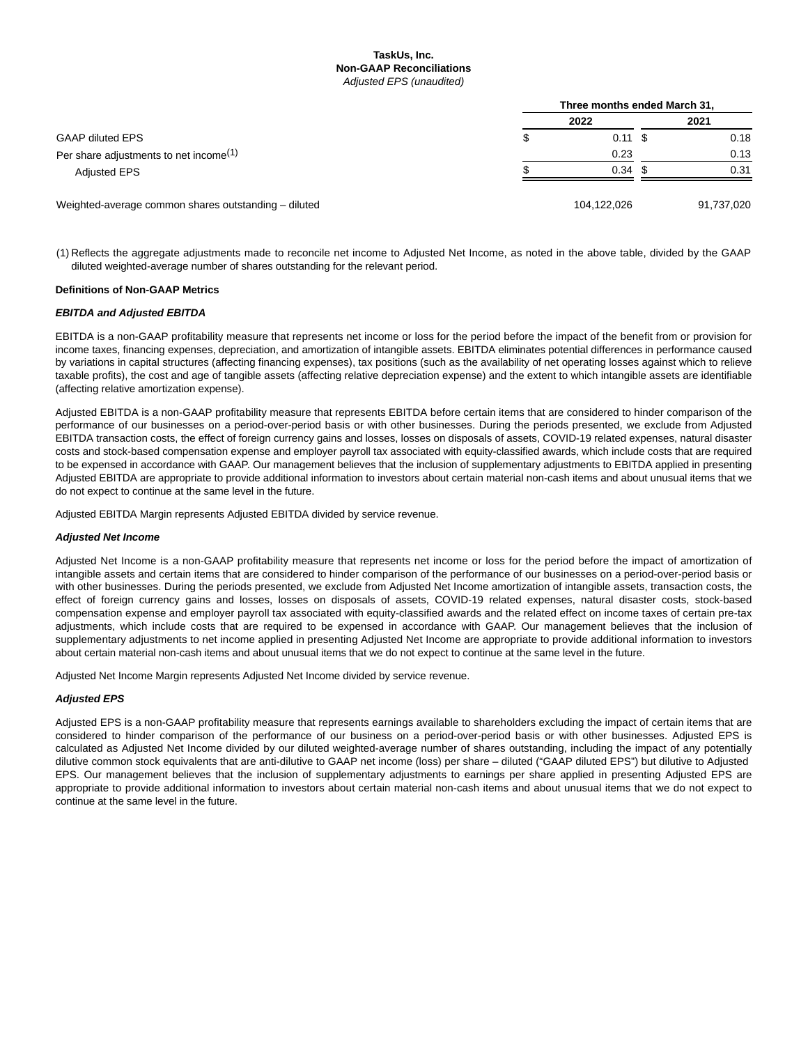**TaskUs, Inc.**
**Non-GAAP Reconciliations**
*Adjusted EPS (unaudited)*

| | Three months ended March 31, | |
|---|---|---|
| | 2022 | 2021 |
| GAAP diluted EPS | $ 0.11 | $ 0.18 |
| Per share adjustments to net income[(1)] | 0.23 | 0.13 |
| Adjusted EPS | $ 0.34 | $ 0.31 |
| Weighted-average common shares outstanding – diluted | 104,122,026 | 91,737,020 |

(1) Reflects the aggregate adjustments made to reconcile net income to Adjusted Net Income, as noted in the above table, divided by the GAAP diluted weighted-average number of shares outstanding for the relevant period.

**Definitions of Non-GAAP Metrics**

***EBITDA and Adjusted EBITDA***

EBITDA is a non-GAAP profitability measure that represents net income or loss for the period before the impact of the benefit from or provision for income taxes, financing expenses, depreciation, and amortization of intangible assets. EBITDA eliminates potential differences in performance caused by variations in capital structures (affecting financing expenses), tax positions (such as the availability of net operating losses against which to relieve taxable profits), the cost and age of tangible assets (affecting relative depreciation expense) and the extent to which intangible assets are identifiable (affecting relative amortization expense).

Adjusted EBITDA is a non-GAAP profitability measure that represents EBITDA before certain items that are considered to hinder comparison of the performance of our businesses on a period-over-period basis or with other businesses. During the periods presented, we exclude from Adjusted EBITDA transaction costs, the effect of foreign currency gains and losses, losses on disposals of assets, COVID-19 related expenses, natural disaster costs and stock-based compensation expense and employer payroll tax associated with equity-classified awards, which include costs that are required to be expensed in accordance with GAAP. Our management believes that the inclusion of supplementary adjustments to EBITDA applied in presenting Adjusted EBITDA are appropriate to provide additional information to investors about certain material non-cash items and about unusual items that we do not expect to continue at the same level in the future.

Adjusted EBITDA Margin represents Adjusted EBITDA divided by service revenue.

***Adjusted Net Income***

Adjusted Net Income is a non-GAAP profitability measure that represents net income or loss for the period before the impact of amortization of intangible assets and certain items that are considered to hinder comparison of the performance of our businesses on a period-over-period basis or with other businesses. During the periods presented, we exclude from Adjusted Net Income amortization of intangible assets, transaction costs, the effect of foreign currency gains and losses, losses on disposals of assets, COVID-19 related expenses, natural disaster costs, stock-based compensation expense and employer payroll tax associated with equity-classified awards and the related effect on income taxes of certain pre-tax adjustments, which include costs that are required to be expensed in accordance with GAAP. Our management believes that the inclusion of supplementary adjustments to net income applied in presenting Adjusted Net Income are appropriate to provide additional information to investors about certain material non-cash items and about unusual items that we do not expect to continue at the same level in the future.

Adjusted Net Income Margin represents Adjusted Net Income divided by service revenue.

***Adjusted EPS***

Adjusted EPS is a non-GAAP profitability measure that represents earnings available to shareholders excluding the impact of certain items that are considered to hinder comparison of the performance of our business on a period-over-period basis or with other businesses. Adjusted EPS is calculated as Adjusted Net Income divided by our diluted weighted-average number of shares outstanding, including the impact of any potentially dilutive common stock equivalents that are anti-dilutive to GAAP net income (loss) per share – diluted ("GAAP diluted EPS") but dilutive to Adjusted EPS. Our management believes that the inclusion of supplementary adjustments to earnings per share applied in presenting Adjusted EPS are appropriate to provide additional information to investors about certain material non-cash items and about unusual items that we do not expect to continue at the same level in the future.